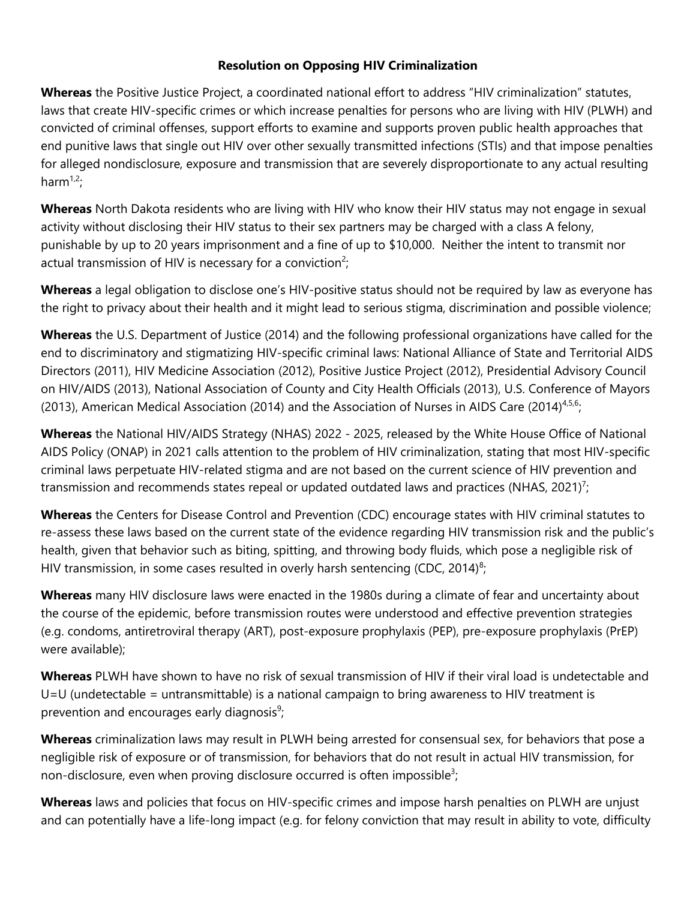# Resolution on Opposing HIV Criminalization

**Whereas** the Positive Justice Project, a coordinated national effort to address "HIV criminalization" statutes, laws that create HIV-specific crimes or which increase penalties for persons who are living with HIV (PLWH) and convicted of criminal offenses, support efforts to examine and supports proven public health approaches that end punitive laws that single out HIV over other sexually transmitted infections (STIs) and that impose penalties for alleged nondisclosure, exposure and transmission that are severely disproportionate to any actual resulting harm[1,2];

**Whereas** North Dakota residents who are living with HIV who know their HIV status may not engage in sexual activity without disclosing their HIV status to their sex partners may be charged with a class A felony, punishable by up to 20 years imprisonment and a fine of up to $10,000. Neither the intent to transmit nor actual transmission of HIV is necessary for a conviction[2];

**Whereas** a legal obligation to disclose one's HIV-positive status should not be required by law as everyone has the right to privacy about their health and it might lead to serious stigma, discrimination and possible violence;

**Whereas** the U.S. Department of Justice (2014) and the following professional organizations have called for the end to discriminatory and stigmatizing HIV-specific criminal laws: National Alliance of State and Territorial AIDS Directors (2011), HIV Medicine Association (2012), Positive Justice Project (2012), Presidential Advisory Council on HIV/AIDS (2013), National Association of County and City Health Officials (2013), U.S. Conference of Mayors (2013), American Medical Association (2014) and the Association of Nurses in AIDS Care (2014)[4,5,6];

**Whereas** the National HIV/AIDS Strategy (NHAS) 2022 - 2025, released by the White House Office of National AIDS Policy (ONAP) in 2021 calls attention to the problem of HIV criminalization, stating that most HIV-specific criminal laws perpetuate HIV-related stigma and are not based on the current science of HIV prevention and transmission and recommends states repeal or updated outdated laws and practices (NHAS, 2021)[7];

**Whereas** the Centers for Disease Control and Prevention (CDC) encourage states with HIV criminal statutes to re-assess these laws based on the current state of the evidence regarding HIV transmission risk and the public's health, given that behavior such as biting, spitting, and throwing body fluids, which pose a negligible risk of HIV transmission, in some cases resulted in overly harsh sentencing (CDC, 2014)[8];

**Whereas** many HIV disclosure laws were enacted in the 1980s during a climate of fear and uncertainty about the course of the epidemic, before transmission routes were understood and effective prevention strategies (e.g. condoms, antiretroviral therapy (ART), post-exposure prophylaxis (PEP), pre-exposure prophylaxis (PrEP) were available);

**Whereas** PLWH have shown to have no risk of sexual transmission of HIV if their viral load is undetectable and U=U (undetectable = untransmittable) is a national campaign to bring awareness to HIV treatment is prevention and encourages early diagnosis[9];

**Whereas** criminalization laws may result in PLWH being arrested for consensual sex, for behaviors that pose a negligible risk of exposure or of transmission, for behaviors that do not result in actual HIV transmission, for non-disclosure, even when proving disclosure occurred is often impossible[3];

**Whereas** laws and policies that focus on HIV-specific crimes and impose harsh penalties on PLWH are unjust and can potentially have a life-long impact (e.g. for felony conviction that may result in ability to vote, difficulty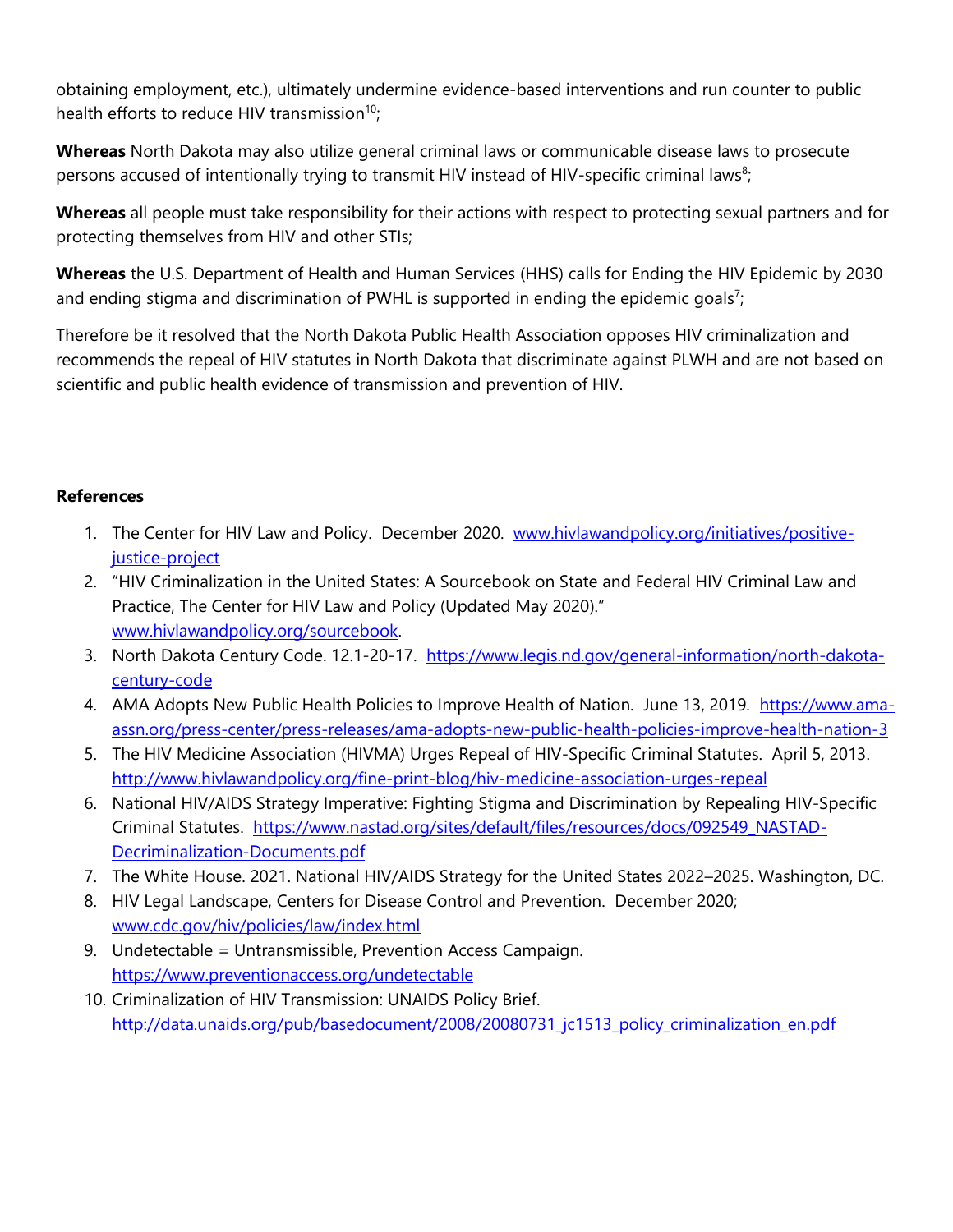obtaining employment, etc.), ultimately undermine evidence-based interventions and run counter to public health efforts to reduce HIV transmission[10];

**Whereas** North Dakota may also utilize general criminal laws or communicable disease laws to prosecute persons accused of intentionally trying to transmit HIV instead of HIV-specific criminal laws[8];

**Whereas** all people must take responsibility for their actions with respect to protecting sexual partners and for protecting themselves from HIV and other STIs;

**Whereas** the U.S. Department of Health and Human Services (HHS) calls for Ending the HIV Epidemic by 2030 and ending stigma and discrimination of PWHL is supported in ending the epidemic goals[7];

Therefore be it resolved that the North Dakota Public Health Association opposes HIV criminalization and recommends the repeal of HIV statutes in North Dakota that discriminate against PLWH and are not based on scientific and public health evidence of transmission and prevention of HIV.

**References**

1. The Center for HIV Law and Policy. December 2020. www.hivlawandpolicy.org/initiatives/positive-justice-project
2. "HIV Criminalization in the United States: A Sourcebook on State and Federal HIV Criminal Law and Practice, The Center for HIV Law and Policy (Updated May 2020)." www.hivlawandpolicy.org/sourcebook.
3. North Dakota Century Code. 12.1-20-17. https://www.legis.nd.gov/general-information/north-dakota-century-code
4. AMA Adopts New Public Health Policies to Improve Health of Nation. June 13, 2019. https://www.ama-assn.org/press-center/press-releases/ama-adopts-new-public-health-policies-improve-health-nation-3
5. The HIV Medicine Association (HIVMA) Urges Repeal of HIV-Specific Criminal Statutes. April 5, 2013. http://www.hivlawandpolicy.org/fine-print-blog/hiv-medicine-association-urges-repeal
6. National HIV/AIDS Strategy Imperative: Fighting Stigma and Discrimination by Repealing HIV-Specific Criminal Statutes. https://www.nastad.org/sites/default/files/resources/docs/092549_NASTAD-Decriminalization-Documents.pdf
7. The White House. 2021. National HIV/AIDS Strategy for the United States 2022–2025. Washington, DC.
8. HIV Legal Landscape, Centers for Disease Control and Prevention. December 2020; www.cdc.gov/hiv/policies/law/index.html
9. Undetectable = Untransmissible, Prevention Access Campaign. https://www.preventionaccess.org/undetectable
10. Criminalization of HIV Transmission: UNAIDS Policy Brief. http://data.unaids.org/pub/basedocument/2008/20080731_jc1513_policy_criminalization_en.pdf